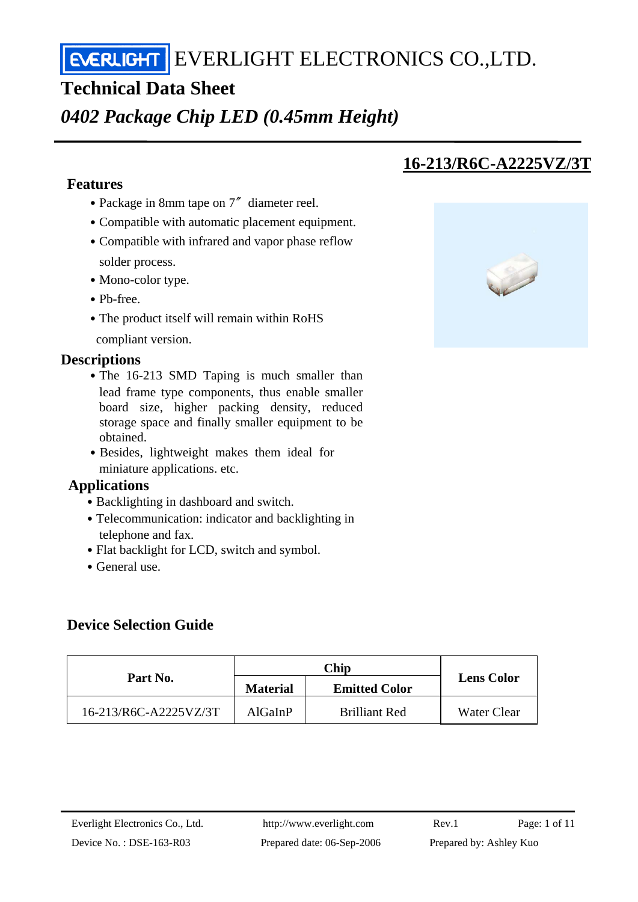# EVERLIGHT ELECTRONICS CO.,LTD.

## Technical Data Sheet

## *0402 Package Chip LED (0.45mm Height)*

## 16-213/R6C-A2225VZ/3T

### Features

- Package in 8mm tape on 7″ diameter reel.
- Compatible with automatic placement equipment.
- Compatible with infrared and vapor phase reflow solder process.
- Mono-color type.
- Pb-free.
- The product itself will remain within RoHS compliant version.

### Descriptions

- The 16-213 SMD Taping is much smaller than lead frame type components, thus enable smaller board size, higher packing density, reduced storage space and finally smaller equipment to be obtained.
- Besides, lightweight makes them ideal for miniature applications. etc.

### Applications

- Backlighting in dashboard and switch.
- Telecommunication: indicator and backlighting in telephone and fax.
- Flat backlight for LCD, switch and symbol.
- General use.

### Device Selection Guide

| Part No. | Chip | | Lens Color |
|---|---|---|---|
| | Material | Emitted Color | |
| 16-213/R6C-A2225VZ/3T | AlGaInP | Brilliant Red | Water Clear |

Everlight Electronics Co., Ltd. http://www.everlight.com Rev.1

Device No. : DSE-163-R03 Prepared date: 06-Sep-2006 Prepared by: Ashley Kuo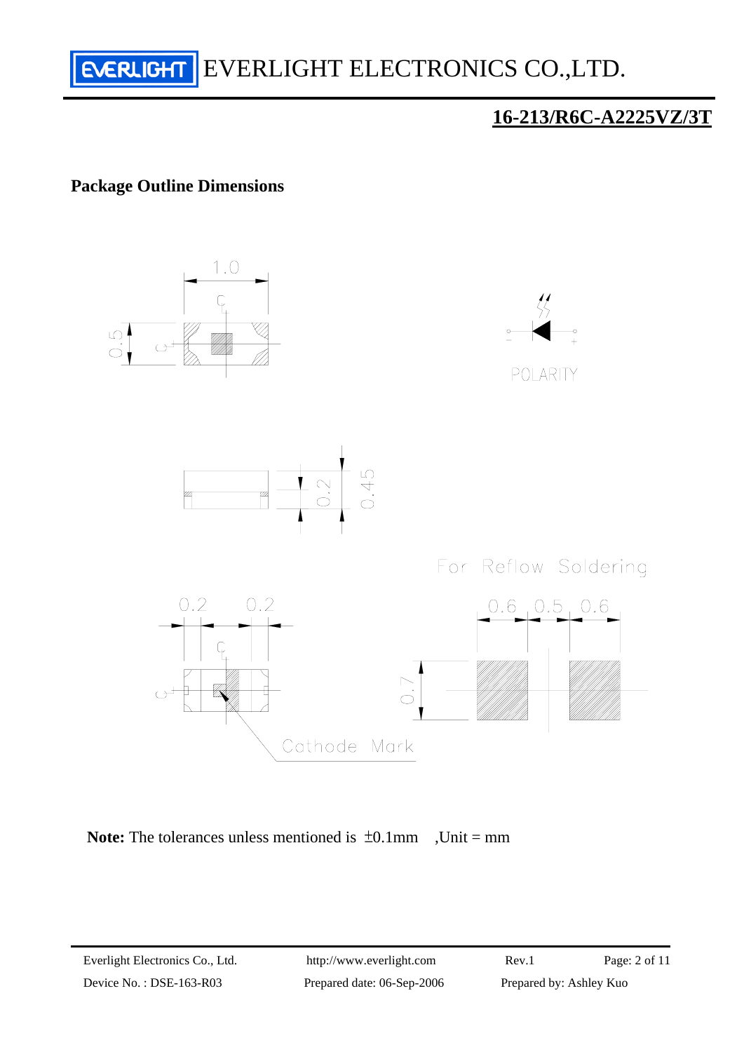# 16-213/R6C-A2225VZ/3T

## Package Outline Dimensions

1.0

0.5

POLARITY

0.2

0.45

For Reflow Soldering

0.2 0.2

0.6 0.5 0.6

0.7

Cathode Mark

**Note:** The tolerances unless mentioned is ±0.1mm ,Unit = mm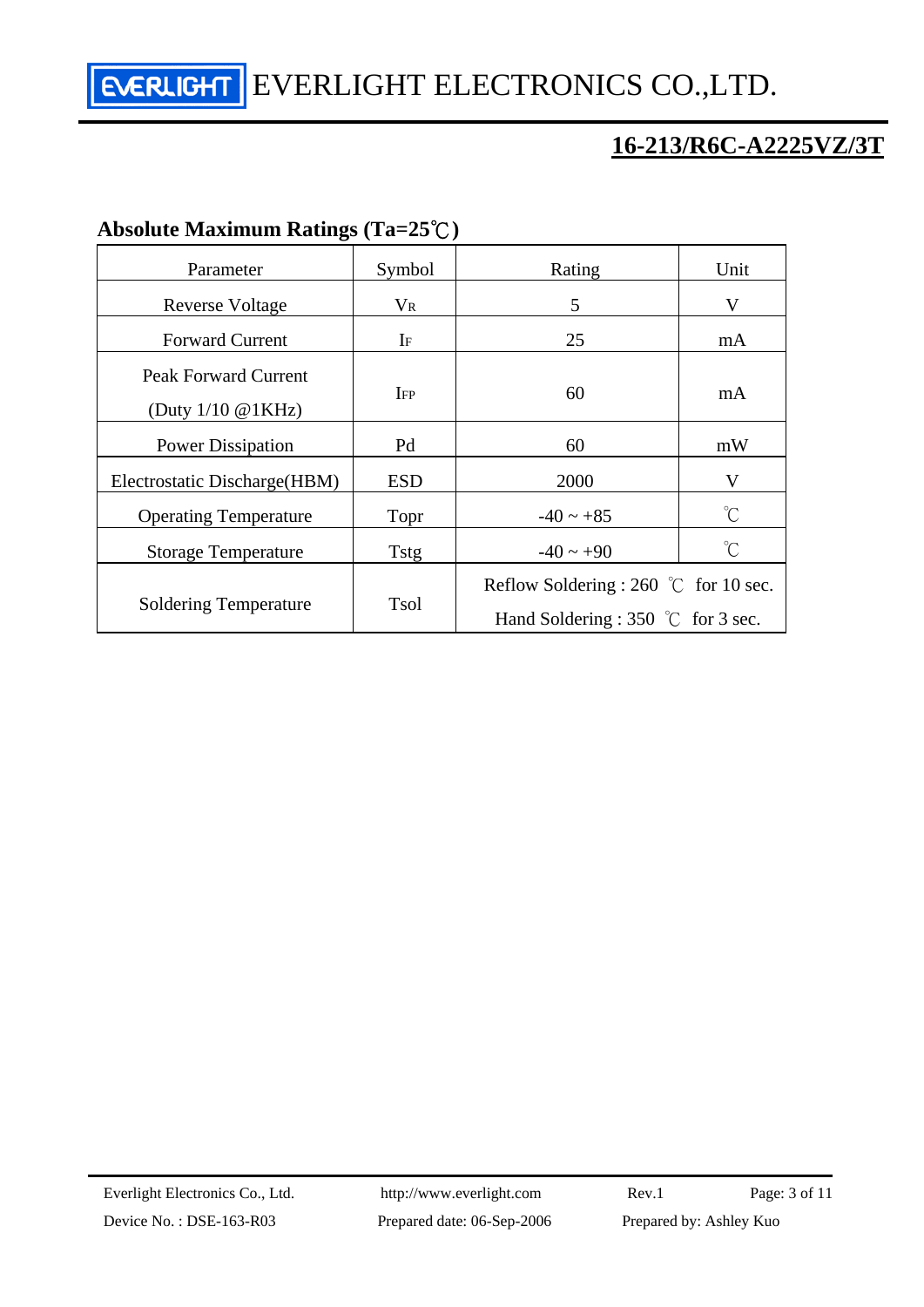## Absolute Maximum Ratings (Ta=25℃)

| Parameter | Symbol | Rating | Unit |
|---|---|---|---|
| Reverse Voltage | $V_R$ | 5 | V |
| Forward Current | $I_F$ | 25 | mA |
| Peak Forward Current (Duty 1/10 @1KHz) | $I_{FP}$ | 60 | mA |
| Power Dissipation | Pd | 60 | mW |
| Electrostatic Discharge(HBM) | ESD | 2000 | V |
| Operating Temperature | Topr | -40 ~ +85 | ℃ |
| Storage Temperature | Tstg | -40 ~ +90 | ℃ |
| Soldering Temperature | Tsol | Reflow Soldering : 260 ℃ for 10 sec.<br>Hand Soldering : 350 ℃ for 3 sec. | |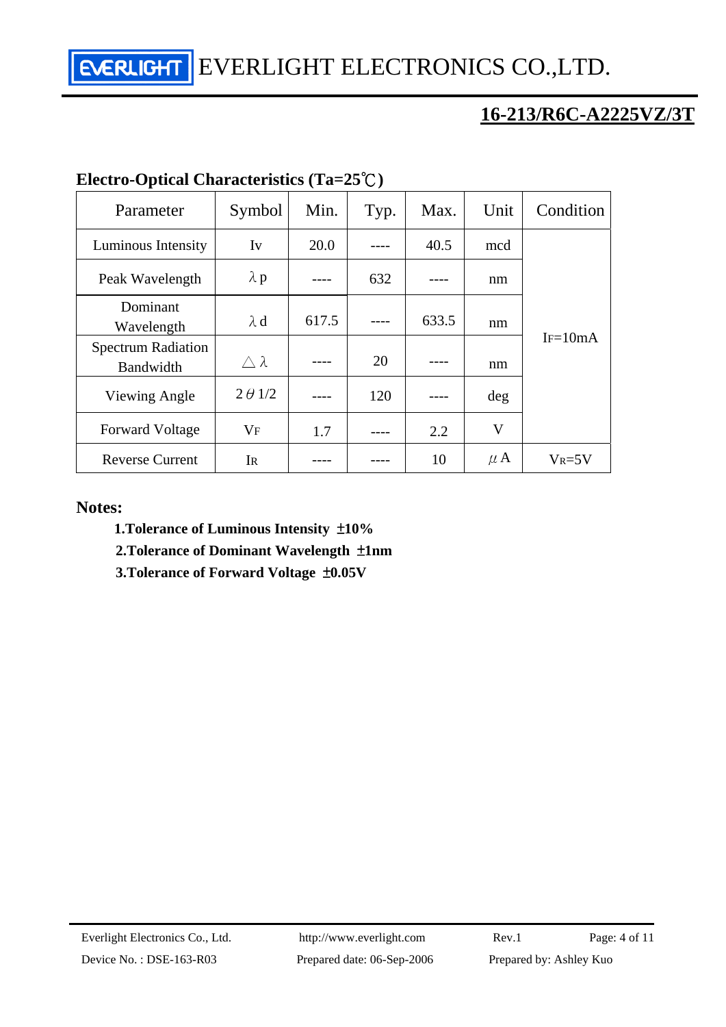## Electro-Optical Characteristics (Ta=25℃)

| Parameter | Symbol | Min. | Typ. | Max. | Unit | Condition |
|---|---|---|---|---|---|---|
| Luminous Intensity | Iv | 20.0 | ---- | 40.5 | mcd | $I_F$=10mA |
| Peak Wavelength | λp | ---- | 632 | ---- | nm | |
| Dominant Wavelength | λd | 617.5 | ---- | 633.5 | nm | |
| Spectrum Radiation Bandwidth | △λ | ---- | 20 | ---- | nm | |
| Viewing Angle | 2θ1/2 | ---- | 120 | ---- | deg | |
| Forward Voltage | $V_F$ | 1.7 | ---- | 2.2 | V | |
| Reverse Current | $I_R$ | ---- | ---- | 10 | μA | $V_R$=5V |

**Notes:**

**1.Tolerance of Luminous Intensity ±10%**

**2.Tolerance of Dominant Wavelength ±1nm**

**3.Tolerance of Forward Voltage ±0.05V**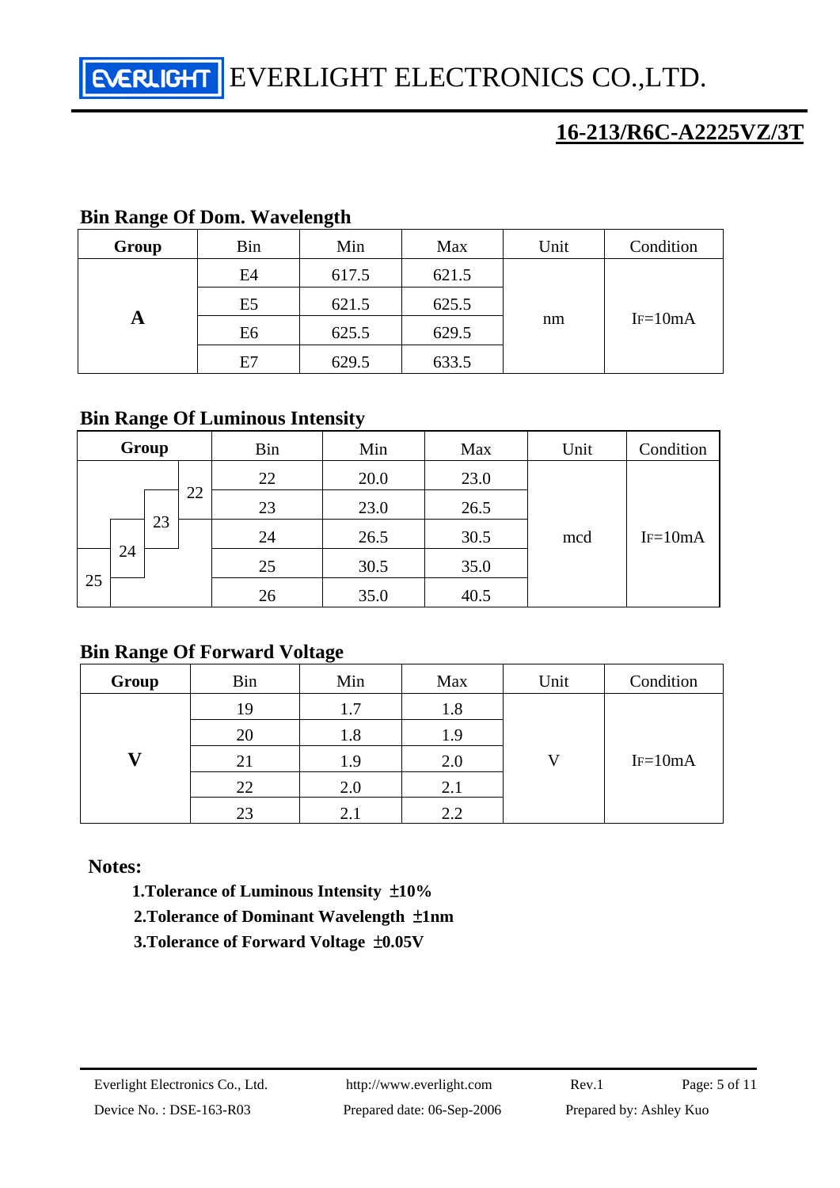## Bin Range Of Dom. Wavelength

| Group | Bin | Min | Max | Unit | Condition |
|---|---|---|---|---|---|
| A | E4 | 617.5 | 621.5 | nm | IF=10mA |
| | E5 | 621.5 | 625.5 | | |
| | E6 | 625.5 | 629.5 | | |
| | E7 | 629.5 | 633.5 | | |

## Bin Range Of Luminous Intensity

| Group | Bin | Min | Max | Unit | Condition |
|---|---|---|---|---|---|
| 22 | 22 | 20.0 | 23.0 | mcd | IF=10mA |
| 22, 23 | 23 | 23.0 | 26.5 | | |
| 23, 24 | 24 | 26.5 | 30.5 | | |
| 24, 25 | 25 | 30.5 | 35.0 | | |
| 25 | 26 | 35.0 | 40.5 | | |

## Bin Range Of Forward Voltage

| Group | Bin | Min | Max | Unit | Condition |
|---|---|---|---|---|---|
| V | 19 | 1.7 | 1.8 | V | IF=10mA |
| | 20 | 1.8 | 1.9 | | |
| | 21 | 1.9 | 2.0 | | |
| | 22 | 2.0 | 2.1 | | |
| | 23 | 2.1 | 2.2 | | |

**Notes:**

**1.Tolerance of Luminous Intensity ±10%**

**2.Tolerance of Dominant Wavelength ±1nm**

**3.Tolerance of Forward Voltage ±0.05V**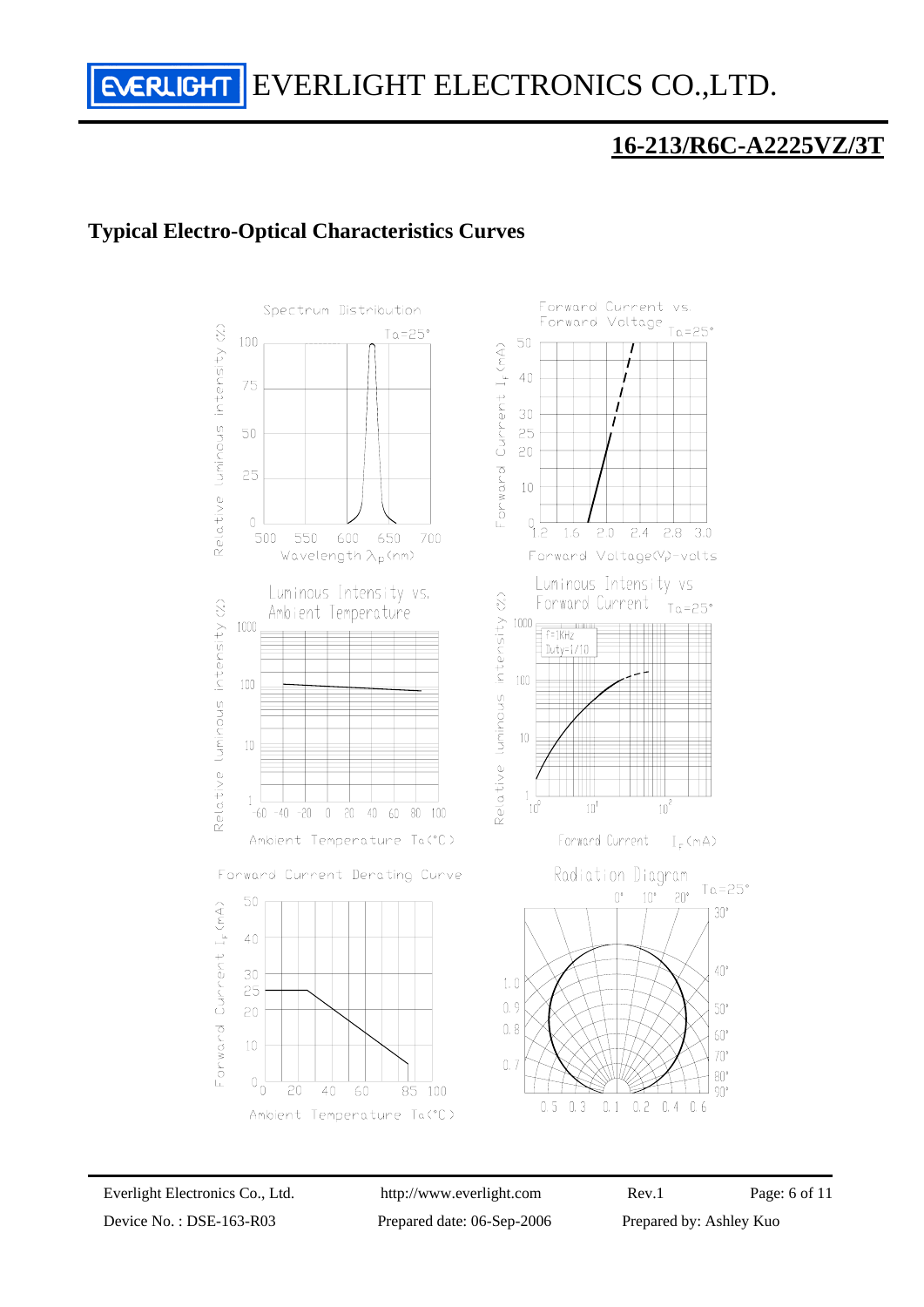# 16-213/R6C-A2225VZ/3T

## Typical Electro-Optical Characteristics Curves

Spectrum Distribution

Ta=25°

Relative luminous intensity (%)

Wavelength $\lambda_p$(nm)

Forward Current vs. Forward Voltage

Ta=25°

Forward Current $I_F$(mA)

Forward Voltage(V)-volts

Luminous Intensity vs. Ambient Temperature

Relative luminous intensity (%)

Ambient Temperature Ta(°C)

Luminous Intensity vs Forward Current

Ta=25°

f=1KHz
Duty=1/10

Relative luminous intensity (%)

Forward Current $I_F$(mA)

Forward Current Derating Curve

Forward Current $I_F$(mA)

Ambient Temperature Ta(°C)

Radiation Diagram

Ta=25°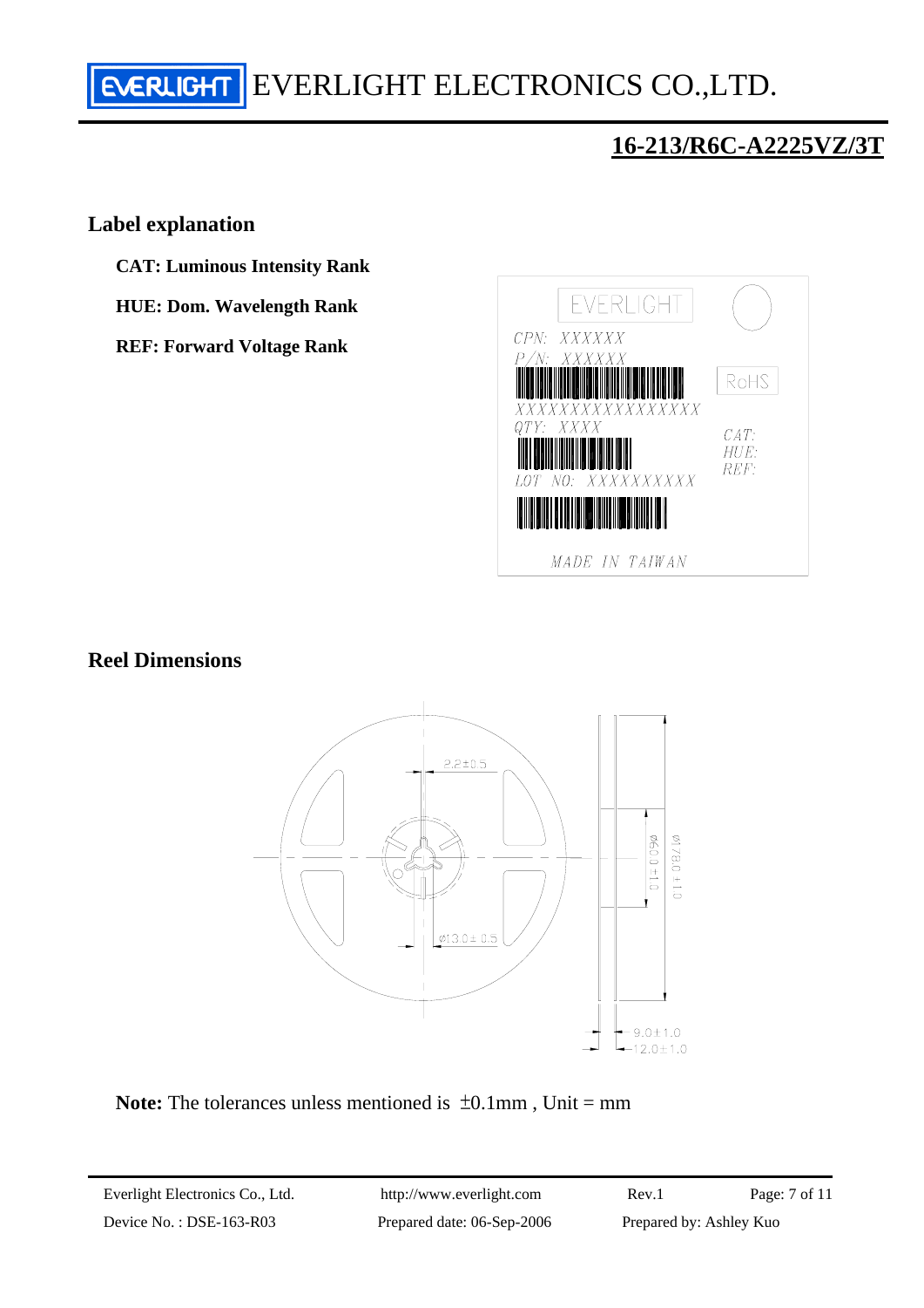## Label explanation

**CAT: Luminous Intensity Rank**

**HUE: Dom. Wavelength Rank**

**REF: Forward Voltage Rank**

## Reel Dimensions

**Note:** The tolerances unless mentioned is ±0.1mm , Unit = mm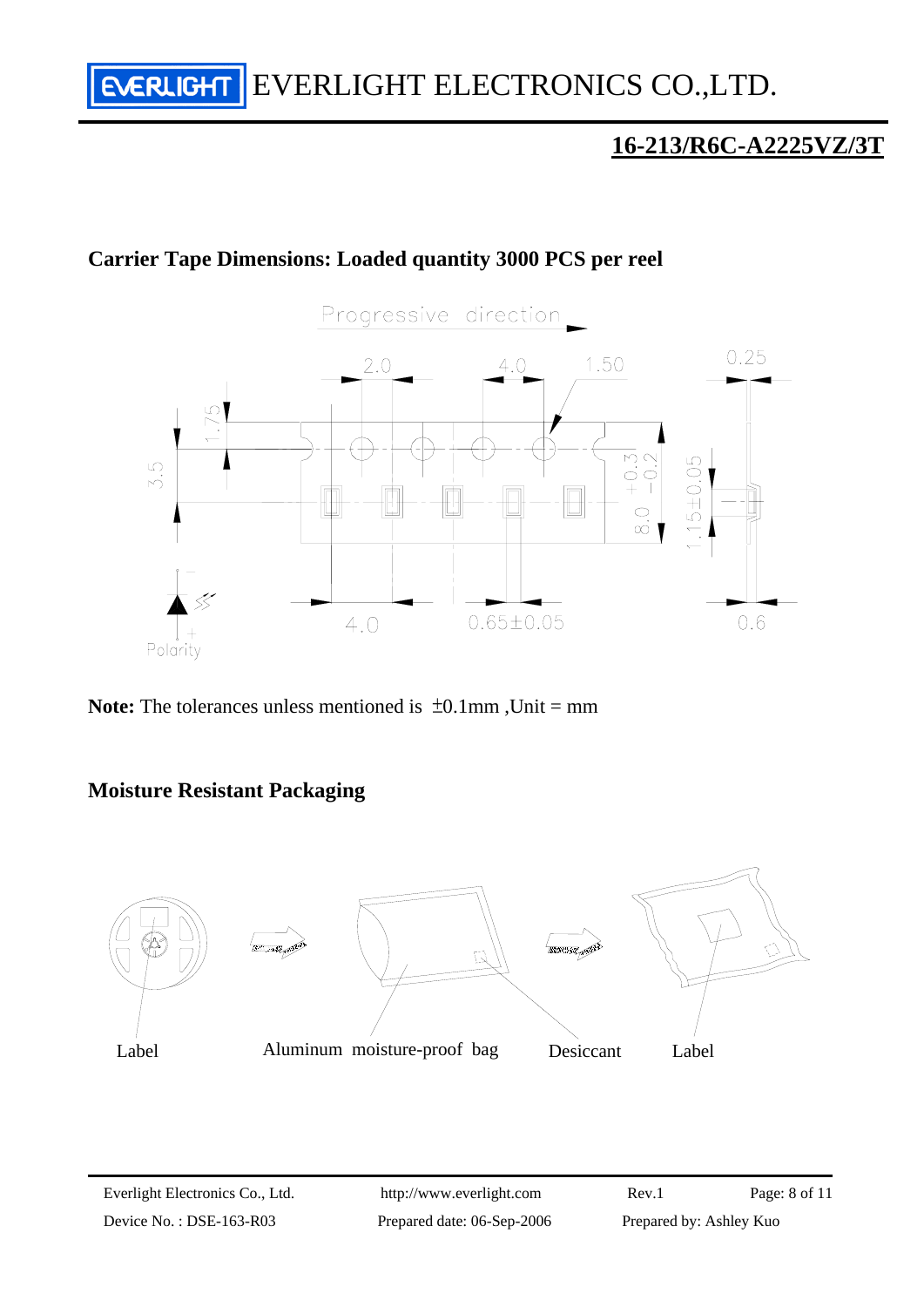## 16-213/R6C-A2225VZ/3T

### Carrier Tape Dimensions: Loaded quantity 3000 PCS per reel

**Note:** The tolerances unless mentioned is ±0.1mm ,Unit = mm

### Moisture Resistant Packaging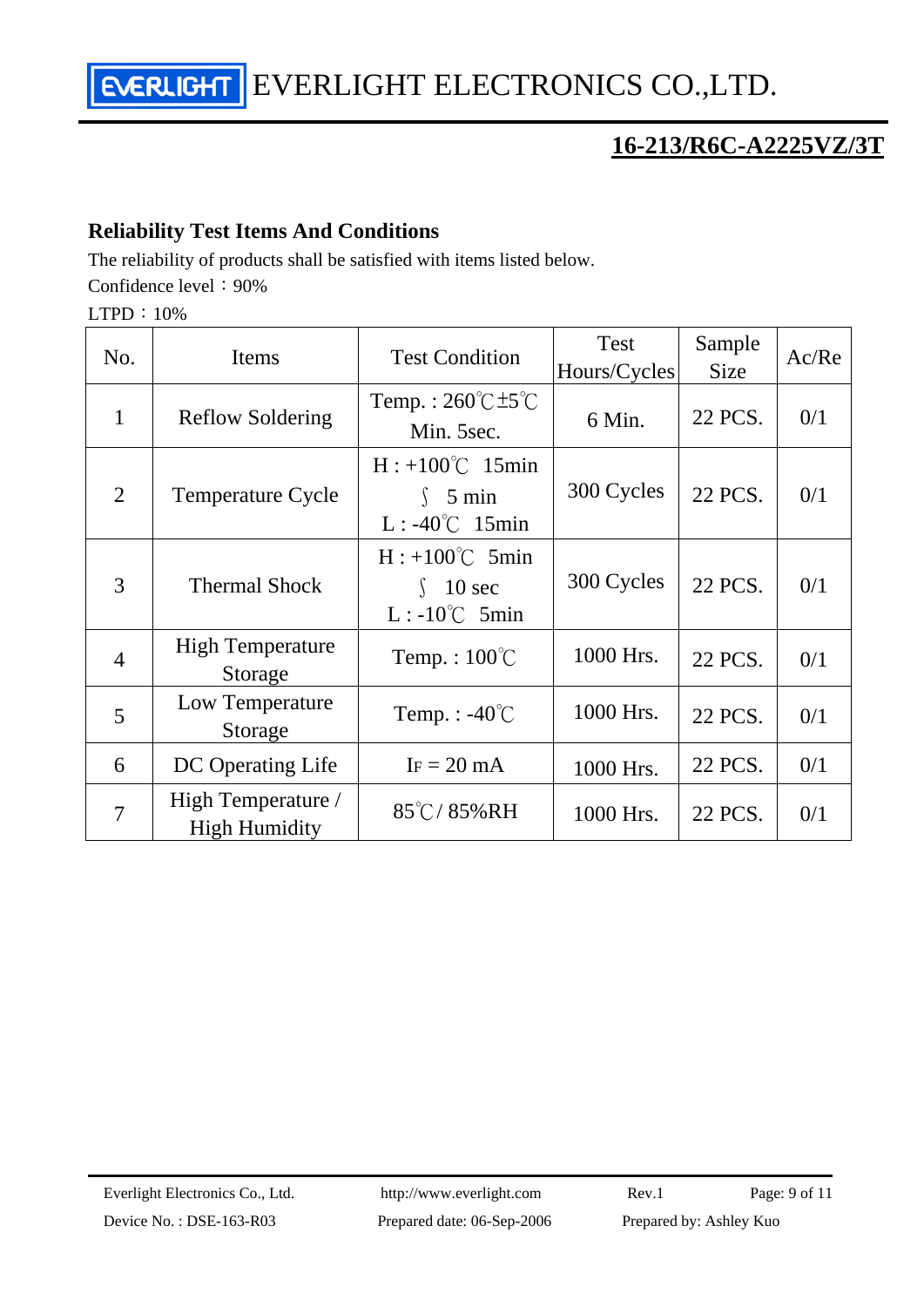## Reliability Test Items And Conditions

The reliability of products shall be satisfied with items listed below.

Confidence level：90%

LTPD：10%

| No. | Items | Test Condition | Test Hours/Cycles | Sample Size | Ac/Re |
|---|---|---|---|---|---|
| 1 | Reflow Soldering | Temp. : 260℃±5℃ Min. 5sec. | 6 Min. | 22 PCS. | 0/1 |
| 2 | Temperature Cycle | H : +100℃ 15min ∫ 5 min L : -40℃ 15min | 300 Cycles | 22 PCS. | 0/1 |
| 3 | Thermal Shock | H : +100℃ 5min ∫ 10 sec L : -10℃ 5min | 300 Cycles | 22 PCS. | 0/1 |
| 4 | High Temperature Storage | Temp. : 100℃ | 1000 Hrs. | 22 PCS. | 0/1 |
| 5 | Low Temperature Storage | Temp. : -40℃ | 1000 Hrs. | 22 PCS. | 0/1 |
| 6 | DC Operating Life | $I_F$ = 20 mA | 1000 Hrs. | 22 PCS. | 0/1 |
| 7 | High Temperature / High Humidity | 85℃/ 85%RH | 1000 Hrs. | 22 PCS. | 0/1 |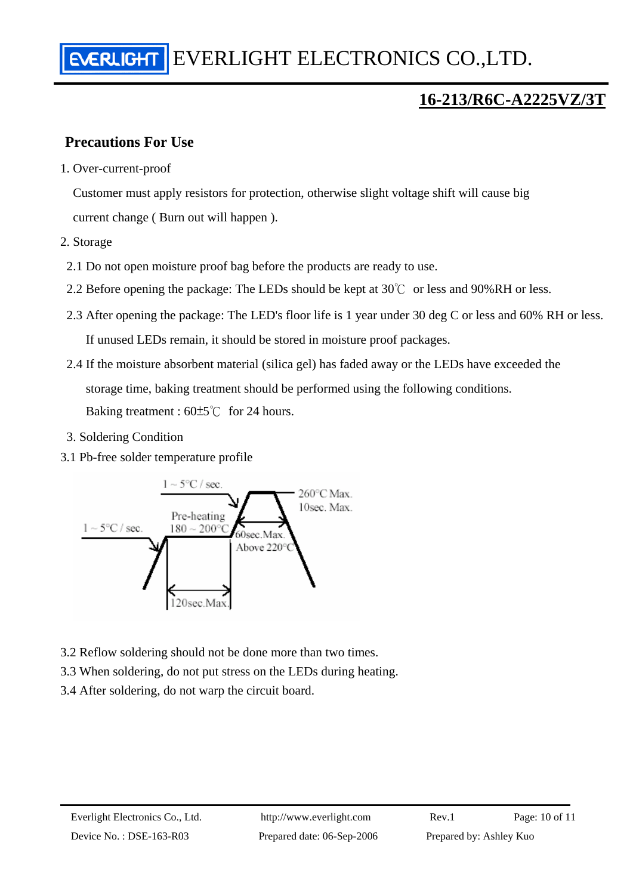# 16-213/R6C-A2225VZ/3T

## Precautions For Use

1. Over-current-proof

   Customer must apply resistors for protection, otherwise slight voltage shift will cause big current change ( Burn out will happen ).

2. Storage

   2.1 Do not open moisture proof bag before the products are ready to use.

   2.2 Before opening the package: The LEDs should be kept at 30℃ or less and 90%RH or less.

   2.3 After opening the package: The LED's floor life is 1 year under 30 deg C or less and 60% RH or less. If unused LEDs remain, it should be stored in moisture proof packages.

   2.4 If the moisture absorbent material (silica gel) has faded away or the LEDs have exceeded the storage time, baking treatment should be performed using the following conditions.

   Baking treatment : 60±5℃ for 24 hours.

3. Soldering Condition

3.1 Pb-free solder temperature profile

1 ~ 5°C / sec.

1 ~ 5°C / sec.

Pre-heating 180 ~ 200°C

260°C Max. 10sec. Max.

60sec.Max. Above 220°C

120sec.Max.

3.2 Reflow soldering should not be done more than two times.

3.3 When soldering, do not put stress on the LEDs during heating.

3.4 After soldering, do not warp the circuit board.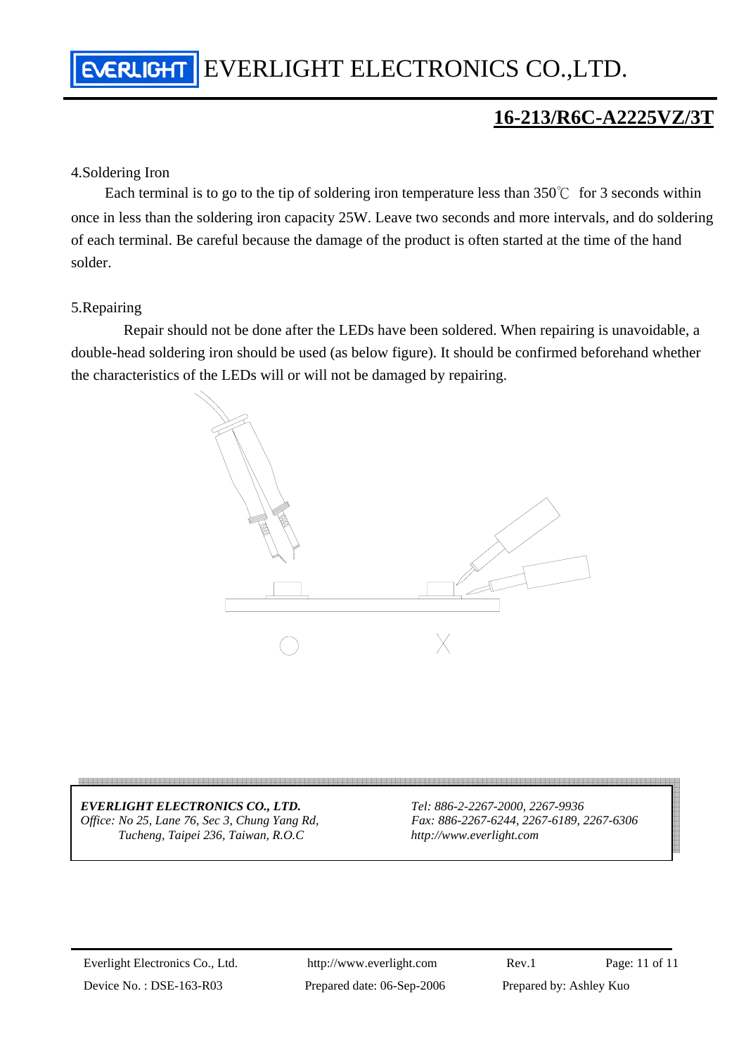## 4.Soldering Iron

Each terminal is to go to the tip of soldering iron temperature less than 350℃ for 3 seconds within once in less than the soldering iron capacity 25W. Leave two seconds and more intervals, and do soldering of each terminal. Be careful because the damage of the product is often started at the time of the hand solder.

## 5.Repairing

Repair should not be done after the LEDs have been soldered. When repairing is unavoidable, a double-head soldering iron should be used (as below figure). It should be confirmed beforehand whether the characteristics of the LEDs will or will not be damaged by repairing.

○ X

***EVERLIGHT ELECTRONICS CO., LTD.***
*Office: No 25, Lane 76, Sec 3, Chung Yang Rd, Tucheng, Taipei 236, Taiwan, R.O.C*

*Tel: 886-2-2267-2000, 2267-9936*
*Fax: 886-2267-6244, 2267-6189, 2267-6306*
*http://www.everlight.com*